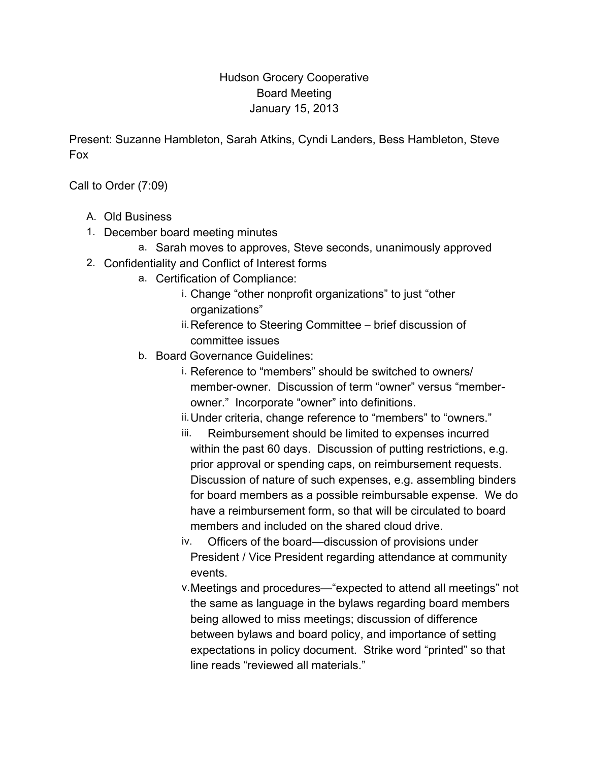Hudson Grocery Cooperative
Board Meeting
January 15, 2013

Present: Suzanne Hambleton, Sarah Atkins, Cyndi Landers, Bess Hambleton, Steve Fox

Call to Order (7:09)

A. Old Business

1. December board meeting minutes
    a. Sarah moves to approves, Steve seconds, unanimously approved
2. Confidentiality and Conflict of Interest forms
    a. Certification of Compliance:
        i. Change "other nonprofit organizations" to just "other organizations"
        ii. Reference to Steering Committee – brief discussion of committee issues
    b. Board Governance Guidelines:
        i. Reference to "members" should be switched to owners/ member-owner. Discussion of term "owner" versus "member-owner." Incorporate "owner" into definitions.
        ii. Under criteria, change reference to "members" to "owners."
        iii. Reimbursement should be limited to expenses incurred within the past 60 days. Discussion of putting restrictions, e.g. prior approval or spending caps, on reimbursement requests. Discussion of nature of such expenses, e.g. assembling binders for board members as a possible reimbursable expense. We do have a reimbursement form, so that will be circulated to board members and included on the shared cloud drive.
        iv. Officers of the board—discussion of provisions under President / Vice President regarding attendance at community events.
        v. Meetings and procedures—"expected to attend all meetings" not the same as language in the bylaws regarding board members being allowed to miss meetings; discussion of difference between bylaws and board policy, and importance of setting expectations in policy document. Strike word "printed" so that line reads "reviewed all materials."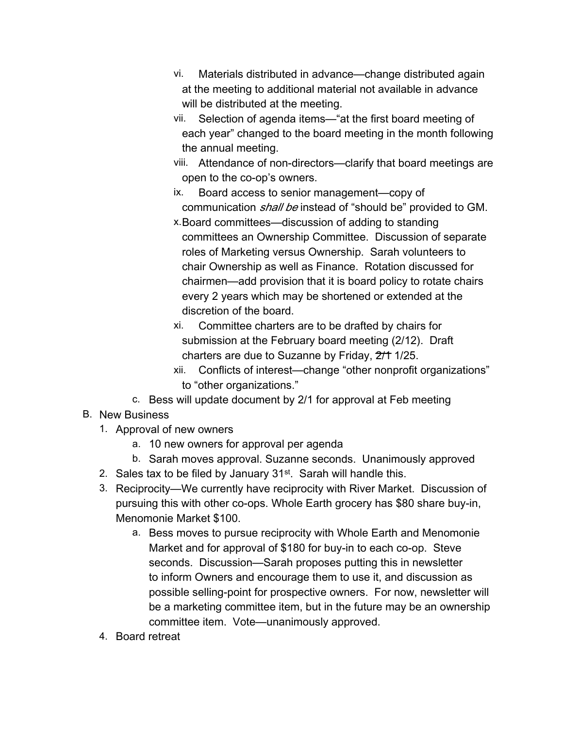vi. Materials distributed in advance—change distributed again at the meeting to additional material not available in advance will be distributed at the meeting.

vii. Selection of agenda items—"at the first board meeting of each year" changed to the board meeting in the month following the annual meeting.

viii. Attendance of non-directors—clarify that board meetings are open to the co-op's owners.

ix. Board access to senior management—copy of communication *shall be* instead of "should be" provided to GM.

x. Board committees—discussion of adding to standing committees an Ownership Committee. Discussion of separate roles of Marketing versus Ownership. Sarah volunteers to chair Ownership as well as Finance. Rotation discussed for chairmen—add provision that it is board policy to rotate chairs every 2 years which may be shortened or extended at the discretion of the board.

xi. Committee charters are to be drafted by chairs for submission at the February board meeting (2/12). Draft charters are due to Suzanne by Friday, ~~2/1~~ 1/25.

xii. Conflicts of interest—change "other nonprofit organizations" to "other organizations."

c. Bess will update document by 2/1 for approval at Feb meeting

B. New Business

1. Approval of new owners
   a. 10 new owners for approval per agenda
   b. Sarah moves approval. Suzanne seconds. Unanimously approved
2. Sales tax to be filed by January 31st. Sarah will handle this.
3. Reciprocity—We currently have reciprocity with River Market. Discussion of pursuing this with other co-ops. Whole Earth grocery has $80 share buy-in, Menomonie Market $100.
   a. Bess moves to pursue reciprocity with Whole Earth and Menomonie Market and for approval of $180 for buy-in to each co-op. Steve seconds. Discussion—Sarah proposes putting this in newsletter to inform Owners and encourage them to use it, and discussion as possible selling-point for prospective owners. For now, newsletter will be a marketing committee item, but in the future may be an ownership committee item. Vote—unanimously approved.
4. Board retreat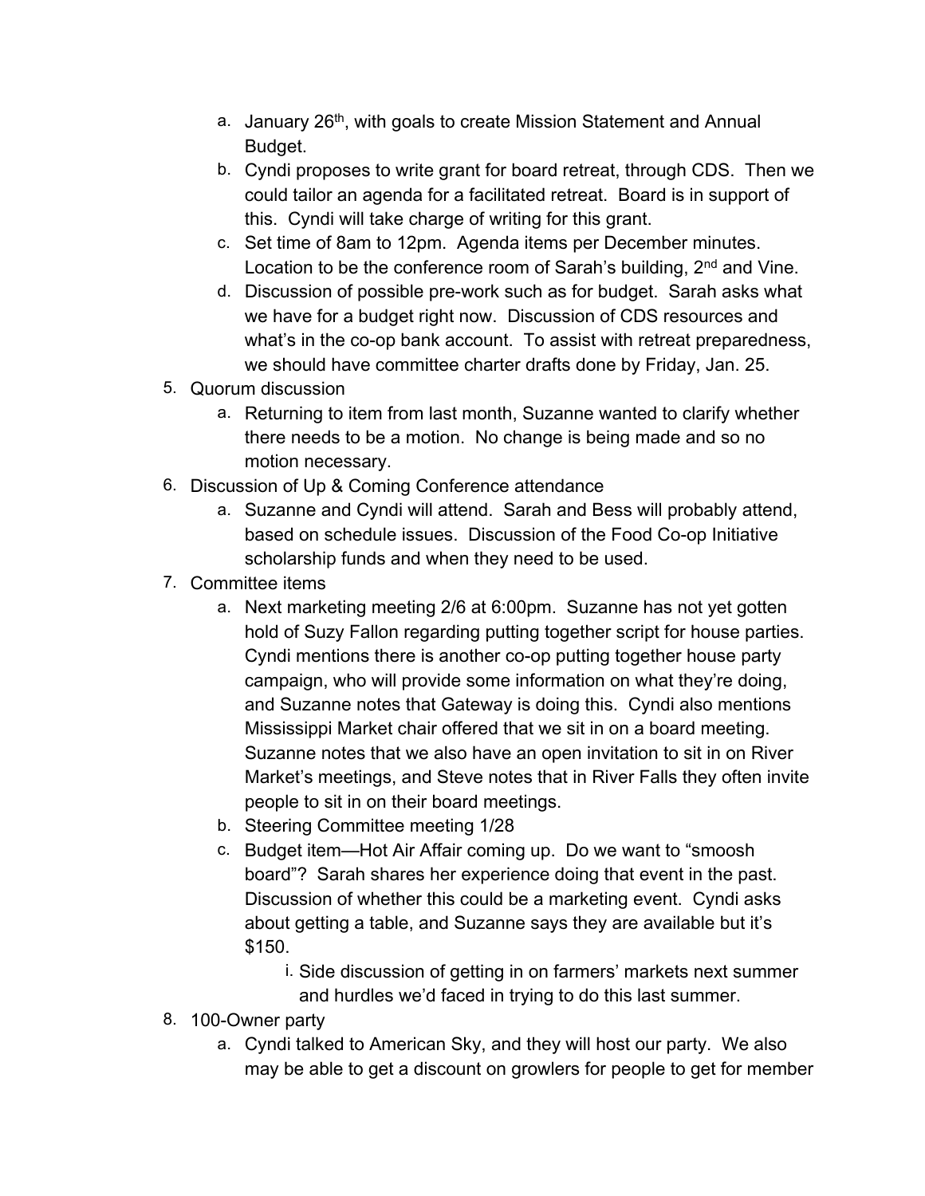a. January 26th, with goals to create Mission Statement and Annual Budget.
b. Cyndi proposes to write grant for board retreat, through CDS. Then we could tailor an agenda for a facilitated retreat. Board is in support of this. Cyndi will take charge of writing for this grant.
c. Set time of 8am to 12pm. Agenda items per December minutes. Location to be the conference room of Sarah's building, 2nd and Vine.
d. Discussion of possible pre-work such as for budget. Sarah asks what we have for a budget right now. Discussion of CDS resources and what's in the co-op bank account. To assist with retreat preparedness, we should have committee charter drafts done by Friday, Jan. 25.

5. Quorum discussion
    a. Returning to item from last month, Suzanne wanted to clarify whether there needs to be a motion. No change is being made and so no motion necessary.
6. Discussion of Up & Coming Conference attendance
    a. Suzanne and Cyndi will attend. Sarah and Bess will probably attend, based on schedule issues. Discussion of the Food Co-op Initiative scholarship funds and when they need to be used.
7. Committee items
    a. Next marketing meeting 2/6 at 6:00pm. Suzanne has not yet gotten hold of Suzy Fallon regarding putting together script for house parties. Cyndi mentions there is another co-op putting together house party campaign, who will provide some information on what they're doing, and Suzanne notes that Gateway is doing this. Cyndi also mentions Mississippi Market chair offered that we sit in on a board meeting. Suzanne notes that we also have an open invitation to sit in on River Market's meetings, and Steve notes that in River Falls they often invite people to sit in on their board meetings.
    b. Steering Committee meeting 1/28
    c. Budget item—Hot Air Affair coming up. Do we want to "smoosh board"? Sarah shares her experience doing that event in the past. Discussion of whether this could be a marketing event. Cyndi asks about getting a table, and Suzanne says they are available but it's $150.
        i. Side discussion of getting in on farmers' markets next summer and hurdles we'd faced in trying to do this last summer.
8. 100-Owner party
    a. Cyndi talked to American Sky, and they will host our party. We also may be able to get a discount on growlers for people to get for member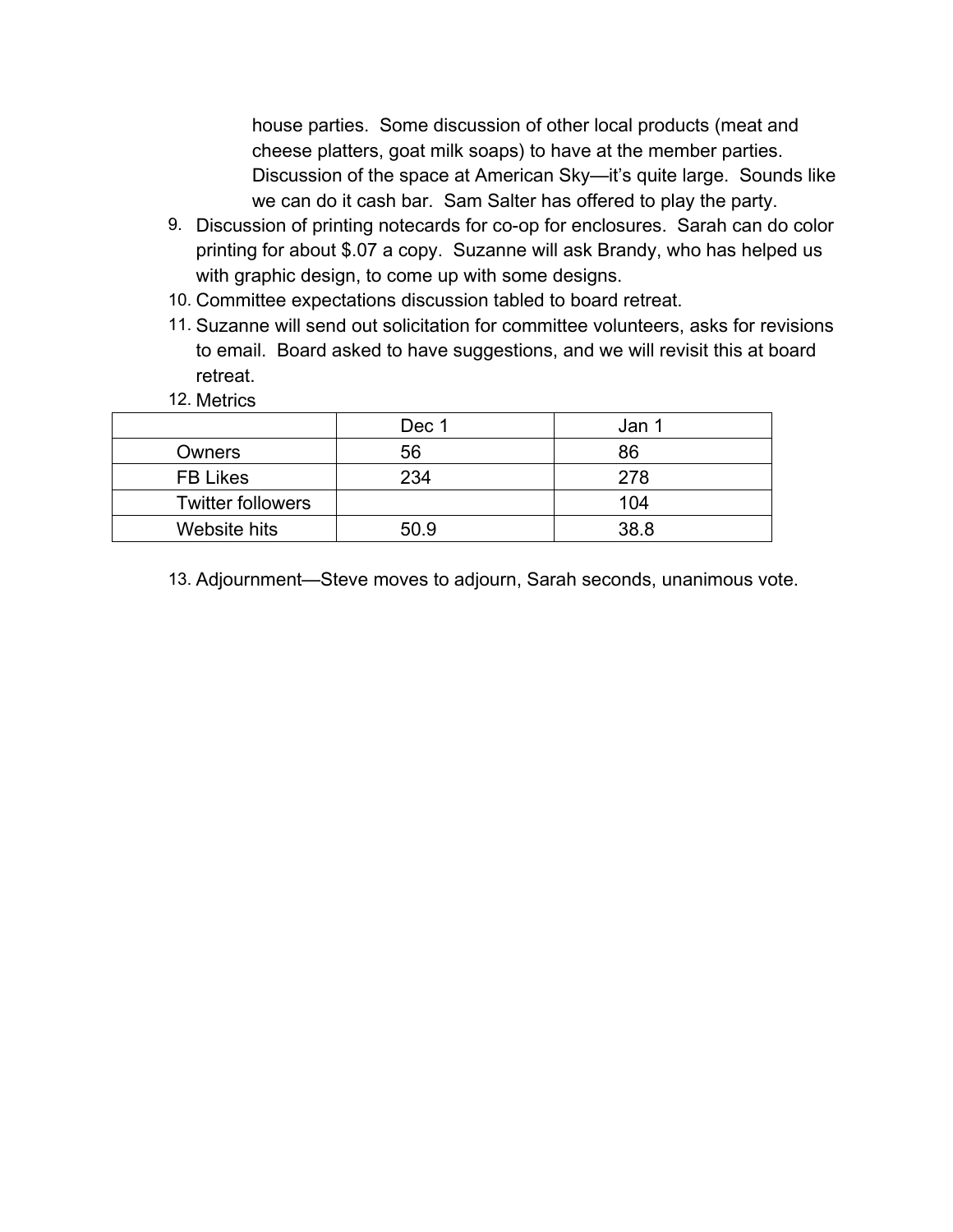house parties. Some discussion of other local products (meat and cheese platters, goat milk soaps) to have at the member parties. Discussion of the space at American Sky—it's quite large. Sounds like we can do it cash bar. Sam Salter has offered to play the party.

9. Discussion of printing notecards for co-op for enclosures. Sarah can do color printing for about $.07 a copy. Suzanne will ask Brandy, who has helped us with graphic design, to come up with some designs.
10. Committee expectations discussion tabled to board retreat.
11. Suzanne will send out solicitation for committee volunteers, asks for revisions to email. Board asked to have suggestions, and we will revisit this at board retreat.
12. Metrics

| | Dec 1 | Jan 1 |
|---|---|---|
| Owners | 56 | 86 |
| FB Likes | 234 | 278 |
| Twitter followers | | 104 |
| Website hits | 50.9 | 38.8 |

13. Adjournment—Steve moves to adjourn, Sarah seconds, unanimous vote.